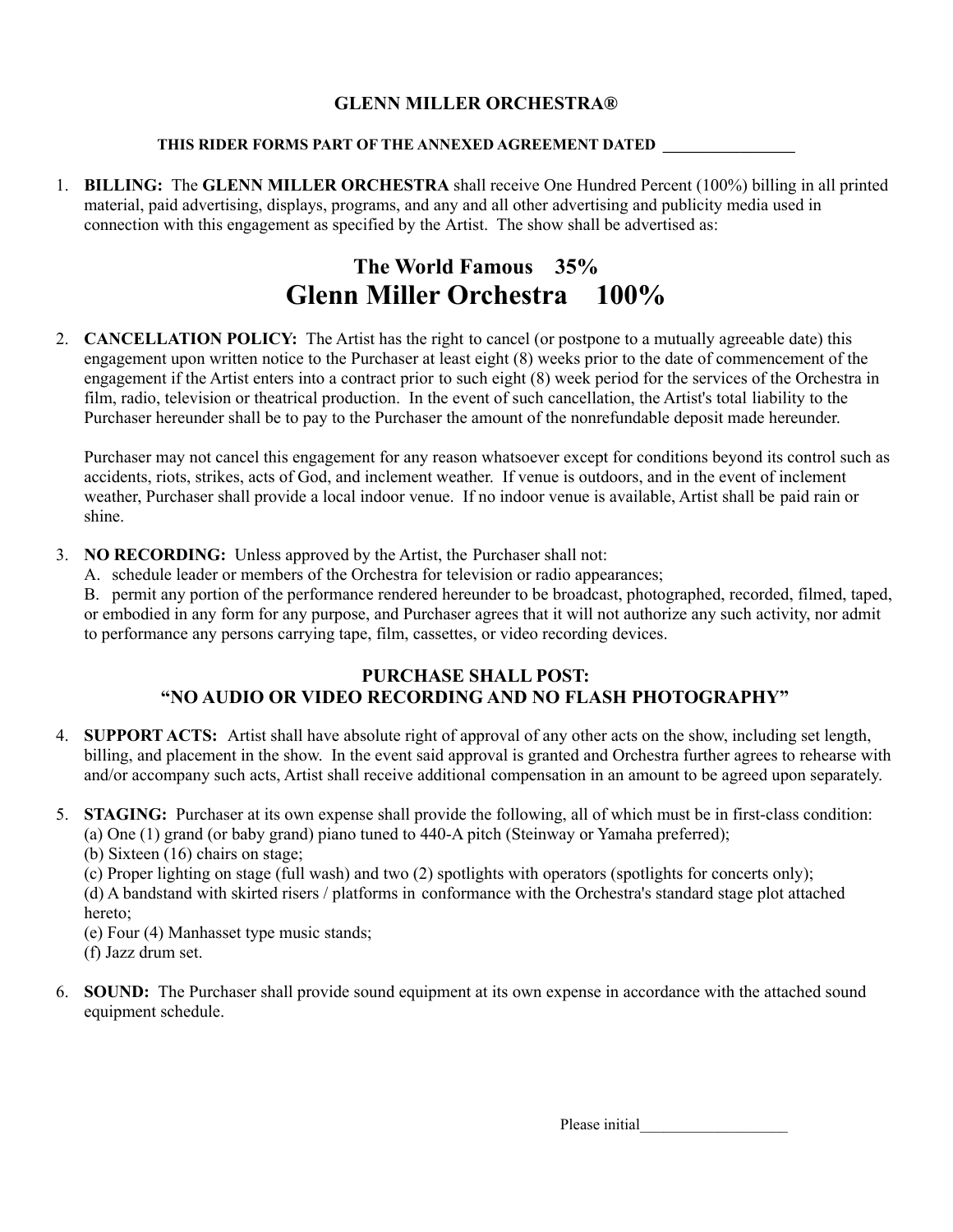# GLENN MILLER ORCHESTRA®

**THIS RIDER FORMS PART OF THE ANNEXED AGREEMENT DATED \_\_\_\_\_\_\_\_\_\_\_\_\_\_\_\_**

1. **BILLING:** The **GLENN MILLER ORCHESTRA** shall receive One Hundred Percent (100%) billing in all printed material, paid advertising, displays, programs, and any and all other advertising and publicity media used in connection with this engagement as specified by the Artist. The show shall be advertised as:

**The World Famous 35%**

## Glenn Miller Orchestra 100%

2. **CANCELLATION POLICY:** The Artist has the right to cancel (or postpone to a mutually agreeable date) this engagement upon written notice to the Purchaser at least eight (8) weeks prior to the date of commencement of the engagement if the Artist enters into a contract prior to such eight (8) week period for the services of the Orchestra in film, radio, television or theatrical production. In the event of such cancellation, the Artist's total liability to the Purchaser hereunder shall be to pay to the Purchaser the amount of the nonrefundable deposit made hereunder.

   Purchaser may not cancel this engagement for any reason whatsoever except for conditions beyond its control such as accidents, riots, strikes, acts of God, and inclement weather. If venue is outdoors, and in the event of inclement weather, Purchaser shall provide a local indoor venue. If no indoor venue is available, Artist shall be paid rain or shine.

3. **NO RECORDING:** Unless approved by the Artist, the Purchaser shall not:
   A. schedule leader or members of the Orchestra for television or radio appearances;
   B. permit any portion of the performance rendered hereunder to be broadcast, photographed, recorded, filmed, taped, or embodied in any form for any purpose, and Purchaser agrees that it will not authorize any such activity, nor admit to performance any persons carrying tape, film, cassettes, or video recording devices.

**PURCHASE SHALL POST:**
**"NO AUDIO OR VIDEO RECORDING AND NO FLASH PHOTOGRAPHY"**

4. **SUPPORT ACTS:** Artist shall have absolute right of approval of any other acts on the show, including set length, billing, and placement in the show. In the event said approval is granted and Orchestra further agrees to rehearse with and/or accompany such acts, Artist shall receive additional compensation in an amount to be agreed upon separately.

5. **STAGING:** Purchaser at its own expense shall provide the following, all of which must be in first-class condition:
   (a) One (1) grand (or baby grand) piano tuned to 440-A pitch (Steinway or Yamaha preferred);
   (b) Sixteen (16) chairs on stage;
   (c) Proper lighting on stage (full wash) and two (2) spotlights with operators (spotlights for concerts only);
   (d) A bandstand with skirted risers / platforms in conformance with the Orchestra's standard stage plot attached hereto;
   (e) Four (4) Manhasset type music stands;
   (f) Jazz drum set.

6. **SOUND:** The Purchaser shall provide sound equipment at its own expense in accordance with the attached sound equipment schedule.

Please initial\_\_\_\_\_\_\_\_\_\_\_\_\_\_\_\_\_\_\_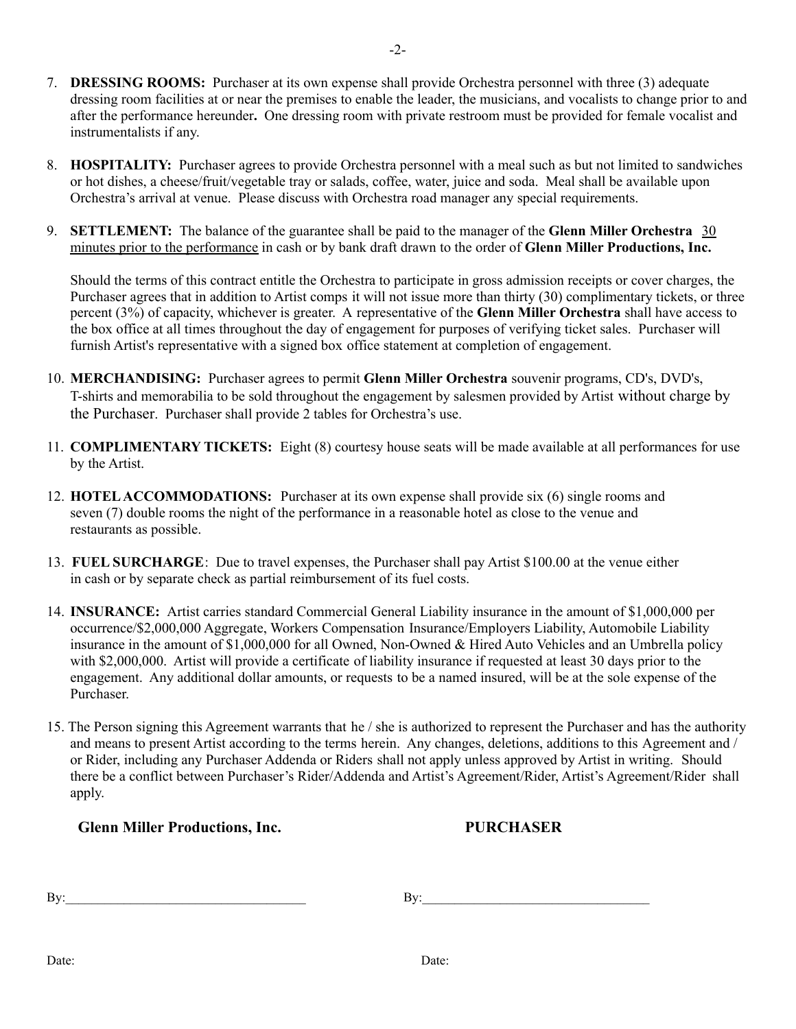7. **DRESSING ROOMS:** Purchaser at its own expense shall provide Orchestra personnel with three (3) adequate dressing room facilities at or near the premises to enable the leader, the musicians, and vocalists to change prior to and after the performance hereunder**.** One dressing room with private restroom must be provided for female vocalist and instrumentalists if any.

8. **HOSPITALITY:** Purchaser agrees to provide Orchestra personnel with a meal such as but not limited to sandwiches or hot dishes, a cheese/fruit/vegetable tray or salads, coffee, water, juice and soda. Meal shall be available upon Orchestra's arrival at venue. Please discuss with Orchestra road manager any special requirements.

9. **SETTLEMENT:** The balance of the guarantee shall be paid to the manager of the **Glenn Miller Orchestra** 30 minutes prior to the performance in cash or by bank draft drawn to the order of **Glenn Miller Productions, Inc.**

   Should the terms of this contract entitle the Orchestra to participate in gross admission receipts or cover charges, the Purchaser agrees that in addition to Artist comps it will not issue more than thirty (30) complimentary tickets, or three percent (3%) of capacity, whichever is greater. A representative of the **Glenn Miller Orchestra** shall have access to the box office at all times throughout the day of engagement for purposes of verifying ticket sales. Purchaser will furnish Artist's representative with a signed box office statement at completion of engagement.

10. **MERCHANDISING:** Purchaser agrees to permit **Glenn Miller Orchestra** souvenir programs, CD's, DVD's, T-shirts and memorabilia to be sold throughout the engagement by salesmen provided by Artist without charge by the Purchaser. Purchaser shall provide 2 tables for Orchestra's use.

11. **COMPLIMENTARY TICKETS:** Eight (8) courtesy house seats will be made available at all performances for use by the Artist.

12. **HOTEL ACCOMMODATIONS:** Purchaser at its own expense shall provide six (6) single rooms and seven (7) double rooms the night of the performance in a reasonable hotel as close to the venue and restaurants as possible.

13. **FUEL SURCHARGE**: Due to travel expenses, the Purchaser shall pay Artist $100.00 at the venue either in cash or by separate check as partial reimbursement of its fuel costs.

14. **INSURANCE:** Artist carries standard Commercial General Liability insurance in the amount of $1,000,000 per occurrence/$2,000,000 Aggregate, Workers Compensation Insurance/Employers Liability, Automobile Liability insurance in the amount of $1,000,000 for all Owned, Non-Owned & Hired Auto Vehicles and an Umbrella policy with $2,000,000. Artist will provide a certificate of liability insurance if requested at least 30 days prior to the engagement. Any additional dollar amounts, or requests to be a named insured, will be at the sole expense of the Purchaser.

15. The Person signing this Agreement warrants that he / she is authorized to represent the Purchaser and has the authority and means to present Artist according to the terms herein. Any changes, deletions, additions to this Agreement and / or Rider, including any Purchaser Addenda or Riders shall not apply unless approved by Artist in writing. Should there be a conflict between Purchaser's Rider/Addenda and Artist's Agreement/Rider, Artist's Agreement/Rider shall apply.

**Glenn Miller Productions, Inc.** **PURCHASER**

By:___________________________________ By:__________________________________

Date: Date: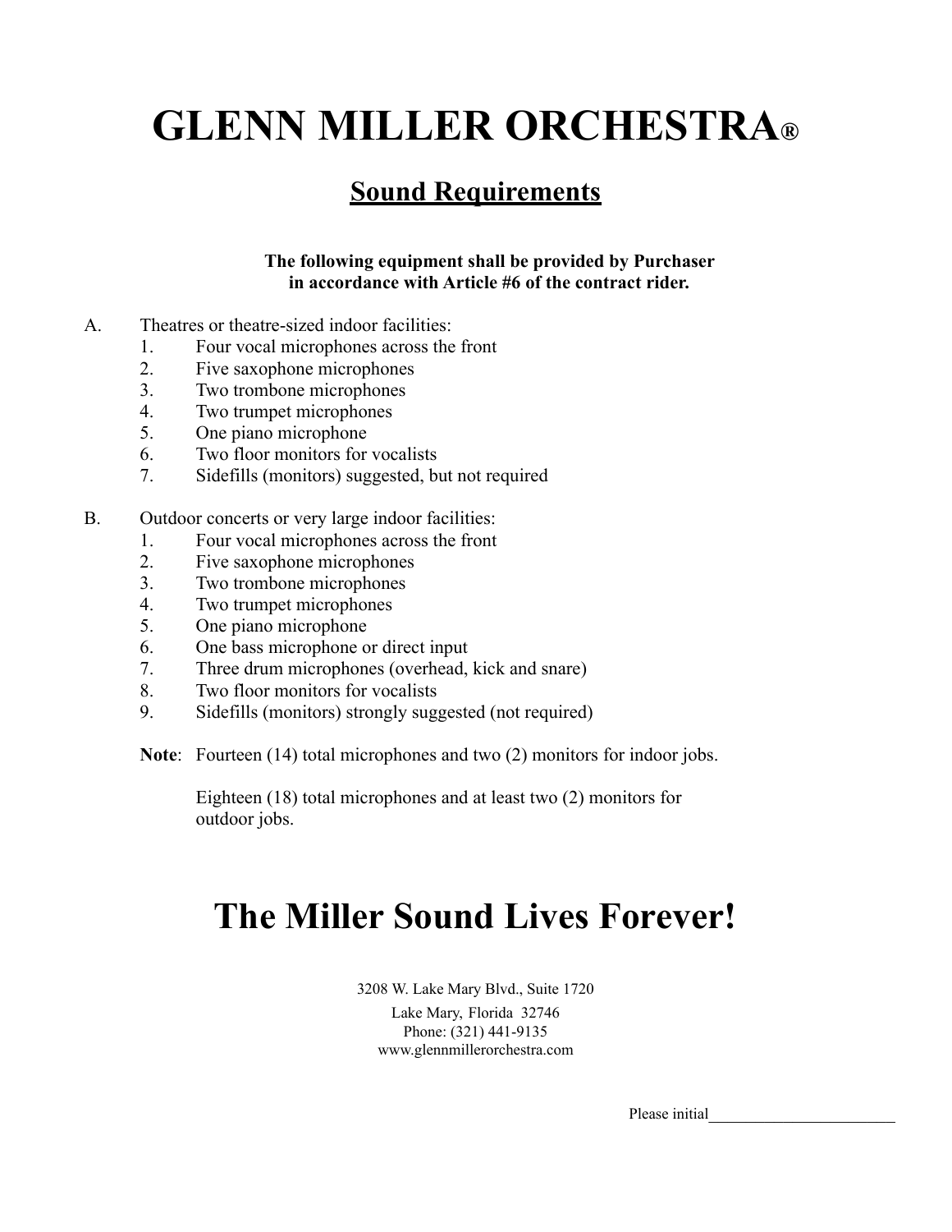# GLENN MILLER ORCHESTRA®

## Sound Requirements

**The following equipment shall be provided by Purchaser in accordance with Article #6 of the contract rider.**

A. Theatres or theatre-sized indoor facilities:
   1. Four vocal microphones across the front
   2. Five saxophone microphones
   3. Two trombone microphones
   4. Two trumpet microphones
   5. One piano microphone
   6. Two floor monitors for vocalists
   7. Sidefills (monitors) suggested, but not required

B. Outdoor concerts or very large indoor facilities:
   1. Four vocal microphones across the front
   2. Five saxophone microphones
   3. Two trombone microphones
   4. Two trumpet microphones
   5. One piano microphone
   6. One bass microphone or direct input
   7. Three drum microphones (overhead, kick and snare)
   8. Two floor monitors for vocalists
   9. Sidefills (monitors) strongly suggested (not required)

**Note**: Fourteen (14) total microphones and two (2) monitors for indoor jobs.

Eighteen (18) total microphones and at least two (2) monitors for outdoor jobs.

# The Miller Sound Lives Forever!

3208 W. Lake Mary Blvd., Suite 1720
Lake Mary, Florida 32746
Phone: (321) 441-9135
www.glennmillerorchestra.com

Please initial________________________